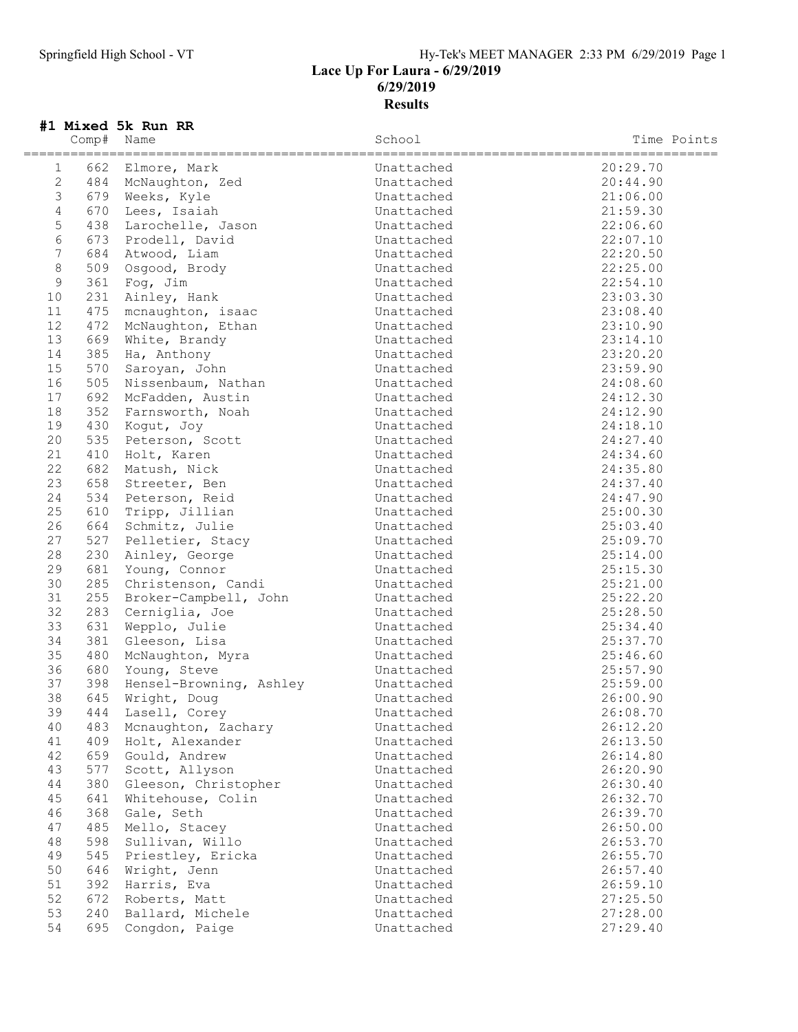# Lace Up For Laura - 6/29/2019

**6/29/2019**

**Results**

## #1 Mixed 5k Run RR

| | Comp# | Name | School | Time | Points |
|---|---|---|---|---|---|
| 1 | 662 | Elmore, Mark | Unattached | 20:29.70 | |
| 2 | 484 | McNaughton, Zed | Unattached | 20:44.90 | |
| 3 | 679 | Weeks, Kyle | Unattached | 21:06.00 | |
| 4 | 670 | Lees, Isaiah | Unattached | 21:59.30 | |
| 5 | 438 | Larochelle, Jason | Unattached | 22:06.60 | |
| 6 | 673 | Prodell, David | Unattached | 22:07.10 | |
| 7 | 684 | Atwood, Liam | Unattached | 22:20.50 | |
| 8 | 509 | Osgood, Brody | Unattached | 22:25.00 | |
| 9 | 361 | Fog, Jim | Unattached | 22:54.10 | |
| 10 | 231 | Ainley, Hank | Unattached | 23:03.30 | |
| 11 | 475 | mcnaughton, isaac | Unattached | 23:08.40 | |
| 12 | 472 | McNaughton, Ethan | Unattached | 23:10.90 | |
| 13 | 669 | White, Brandy | Unattached | 23:14.10 | |
| 14 | 385 | Ha, Anthony | Unattached | 23:20.20 | |
| 15 | 570 | Saroyan, John | Unattached | 23:59.90 | |
| 16 | 505 | Nissenbaum, Nathan | Unattached | 24:08.60 | |
| 17 | 692 | McFadden, Austin | Unattached | 24:12.30 | |
| 18 | 352 | Farnsworth, Noah | Unattached | 24:12.90 | |
| 19 | 430 | Kogut, Joy | Unattached | 24:18.10 | |
| 20 | 535 | Peterson, Scott | Unattached | 24:27.40 | |
| 21 | 410 | Holt, Karen | Unattached | 24:34.60 | |
| 22 | 682 | Matush, Nick | Unattached | 24:35.80 | |
| 23 | 658 | Streeter, Ben | Unattached | 24:37.40 | |
| 24 | 534 | Peterson, Reid | Unattached | 24:47.90 | |
| 25 | 610 | Tripp, Jillian | Unattached | 25:00.30 | |
| 26 | 664 | Schmitz, Julie | Unattached | 25:03.40 | |
| 27 | 527 | Pelletier, Stacy | Unattached | 25:09.70 | |
| 28 | 230 | Ainley, George | Unattached | 25:14.00 | |
| 29 | 681 | Young, Connor | Unattached | 25:15.30 | |
| 30 | 285 | Christenson, Candi | Unattached | 25:21.00 | |
| 31 | 255 | Broker-Campbell, John | Unattached | 25:22.20 | |
| 32 | 283 | Cerniglia, Joe | Unattached | 25:28.50 | |
| 33 | 631 | Wepplo, Julie | Unattached | 25:34.40 | |
| 34 | 381 | Gleeson, Lisa | Unattached | 25:37.70 | |
| 35 | 480 | McNaughton, Myra | Unattached | 25:46.60 | |
| 36 | 680 | Young, Steve | Unattached | 25:57.90 | |
| 37 | 398 | Hensel-Browning, Ashley | Unattached | 25:59.00 | |
| 38 | 645 | Wright, Doug | Unattached | 26:00.90 | |
| 39 | 444 | Lasell, Corey | Unattached | 26:08.70 | |
| 40 | 483 | Mcnaughton, Zachary | Unattached | 26:12.20 | |
| 41 | 409 | Holt, Alexander | Unattached | 26:13.50 | |
| 42 | 659 | Gould, Andrew | Unattached | 26:14.80 | |
| 43 | 577 | Scott, Allyson | Unattached | 26:20.90 | |
| 44 | 380 | Gleeson, Christopher | Unattached | 26:30.40 | |
| 45 | 641 | Whitehouse, Colin | Unattached | 26:32.70 | |
| 46 | 368 | Gale, Seth | Unattached | 26:39.70 | |
| 47 | 485 | Mello, Stacey | Unattached | 26:50.00 | |
| 48 | 598 | Sullivan, Willo | Unattached | 26:53.70 | |
| 49 | 545 | Priestley, Ericka | Unattached | 26:55.70 | |
| 50 | 646 | Wright, Jenn | Unattached | 26:57.40 | |
| 51 | 392 | Harris, Eva | Unattached | 26:59.10 | |
| 52 | 672 | Roberts, Matt | Unattached | 27:25.50 | |
| 53 | 240 | Ballard, Michele | Unattached | 27:28.00 | |
| 54 | 695 | Congdon, Paige | Unattached | 27:29.40 | |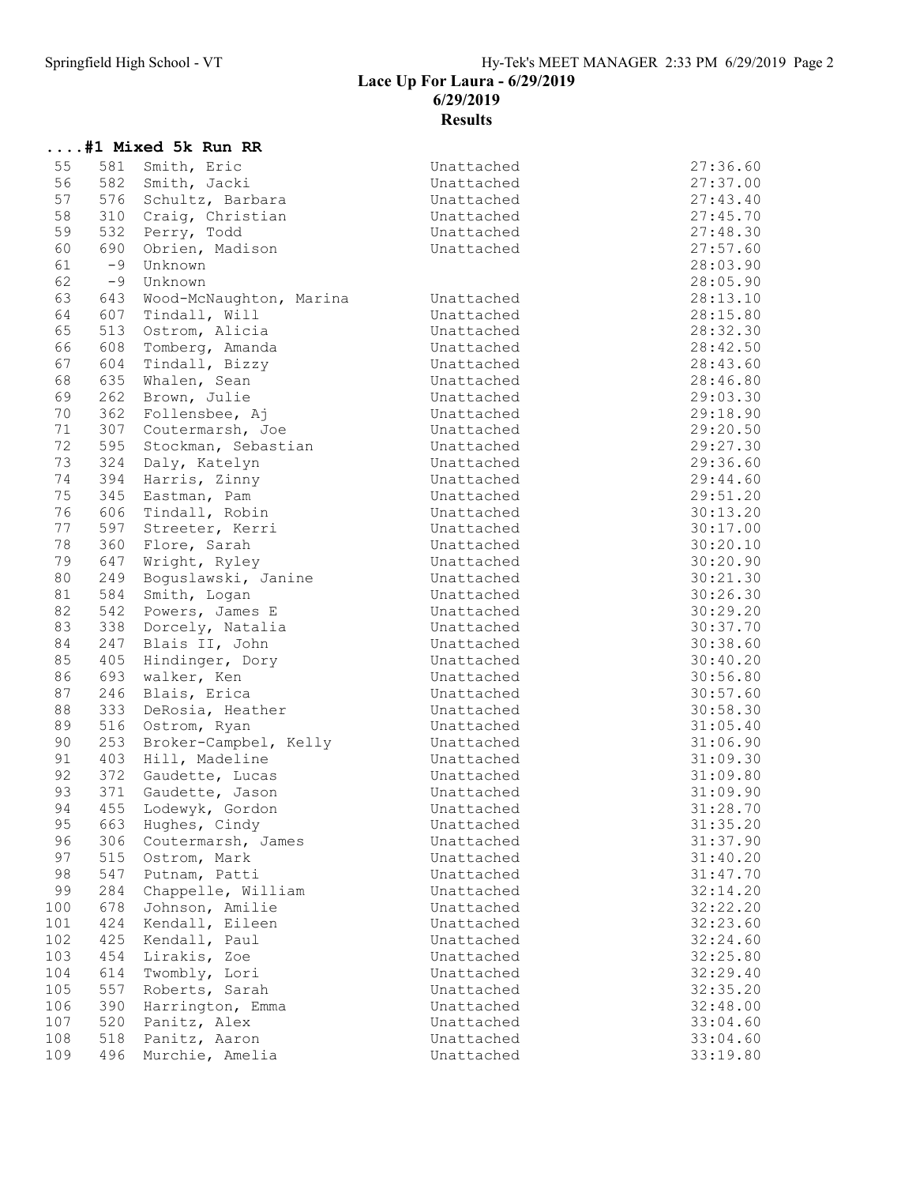Lace Up For Laura - 6/29/2019

6/29/2019

**Results**

## ....#1 Mixed 5k Run RR

| Place | Bib | Name | Team | Time |
|---|---|---|---|---|
| 55 | 581 | Smith, Eric | Unattached | 27:36.60 |
| 56 | 582 | Smith, Jacki | Unattached | 27:37.00 |
| 57 | 576 | Schultz, Barbara | Unattached | 27:43.40 |
| 58 | 310 | Craig, Christian | Unattached | 27:45.70 |
| 59 | 532 | Perry, Todd | Unattached | 27:48.30 |
| 60 | 690 | Obrien, Madison | Unattached | 27:57.60 |
| 61 | -9 | Unknown | | 28:03.90 |
| 62 | -9 | Unknown | | 28:05.90 |
| 63 | 643 | Wood-McNaughton, Marina | Unattached | 28:13.10 |
| 64 | 607 | Tindall, Will | Unattached | 28:15.80 |
| 65 | 513 | Ostrom, Alicia | Unattached | 28:32.30 |
| 66 | 608 | Tomberg, Amanda | Unattached | 28:42.50 |
| 67 | 604 | Tindall, Bizzy | Unattached | 28:43.60 |
| 68 | 635 | Whalen, Sean | Unattached | 28:46.80 |
| 69 | 262 | Brown, Julie | Unattached | 29:03.30 |
| 70 | 362 | Follensbee, Aj | Unattached | 29:18.90 |
| 71 | 307 | Coutermarsh, Joe | Unattached | 29:20.50 |
| 72 | 595 | Stockman, Sebastian | Unattached | 29:27.30 |
| 73 | 324 | Daly, Katelyn | Unattached | 29:36.60 |
| 74 | 394 | Harris, Zinny | Unattached | 29:44.60 |
| 75 | 345 | Eastman, Pam | Unattached | 29:51.20 |
| 76 | 606 | Tindall, Robin | Unattached | 30:13.20 |
| 77 | 597 | Streeter, Kerri | Unattached | 30:17.00 |
| 78 | 360 | Flore, Sarah | Unattached | 30:20.10 |
| 79 | 647 | Wright, Ryley | Unattached | 30:20.90 |
| 80 | 249 | Boguslawski, Janine | Unattached | 30:21.30 |
| 81 | 584 | Smith, Logan | Unattached | 30:26.30 |
| 82 | 542 | Powers, James E | Unattached | 30:29.20 |
| 83 | 338 | Dorcely, Natalia | Unattached | 30:37.70 |
| 84 | 247 | Blais II, John | Unattached | 30:38.60 |
| 85 | 405 | Hindinger, Dory | Unattached | 30:40.20 |
| 86 | 693 | walker, Ken | Unattached | 30:56.80 |
| 87 | 246 | Blais, Erica | Unattached | 30:57.60 |
| 88 | 333 | DeRosia, Heather | Unattached | 30:58.30 |
| 89 | 516 | Ostrom, Ryan | Unattached | 31:05.40 |
| 90 | 253 | Broker-Campbel, Kelly | Unattached | 31:06.90 |
| 91 | 403 | Hill, Madeline | Unattached | 31:09.30 |
| 92 | 372 | Gaudette, Lucas | Unattached | 31:09.80 |
| 93 | 371 | Gaudette, Jason | Unattached | 31:09.90 |
| 94 | 455 | Lodewyk, Gordon | Unattached | 31:28.70 |
| 95 | 663 | Hughes, Cindy | Unattached | 31:35.20 |
| 96 | 306 | Coutermarsh, James | Unattached | 31:37.90 |
| 97 | 515 | Ostrom, Mark | Unattached | 31:40.20 |
| 98 | 547 | Putnam, Patti | Unattached | 31:47.70 |
| 99 | 284 | Chappelle, William | Unattached | 32:14.20 |
| 100 | 678 | Johnson, Amilie | Unattached | 32:22.20 |
| 101 | 424 | Kendall, Eileen | Unattached | 32:23.60 |
| 102 | 425 | Kendall, Paul | Unattached | 32:24.60 |
| 103 | 454 | Lirakis, Zoe | Unattached | 32:25.80 |
| 104 | 614 | Twombly, Lori | Unattached | 32:29.40 |
| 105 | 557 | Roberts, Sarah | Unattached | 32:35.20 |
| 106 | 390 | Harrington, Emma | Unattached | 32:48.00 |
| 107 | 520 | Panitz, Alex | Unattached | 33:04.60 |
| 108 | 518 | Panitz, Aaron | Unattached | 33:04.60 |
| 109 | 496 | Murchie, Amelia | Unattached | 33:19.80 |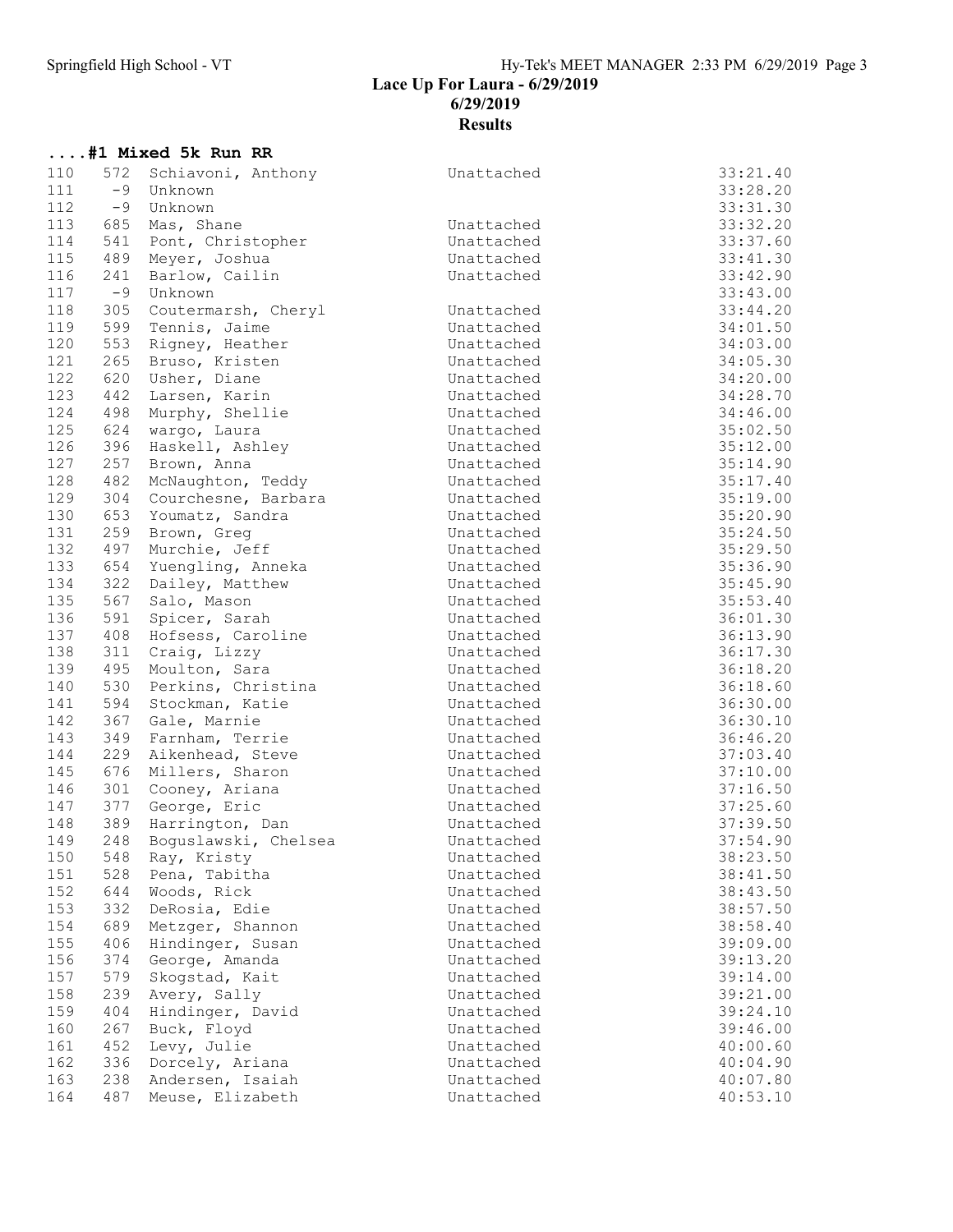Lace Up For Laura - 6/29/2019

6/29/2019

Results

## ....#1 Mixed 5k Run RR

| Place | Bib | Name | Team | Time |
|---|---|---|---|---|
| 110 | 572 | Schiavoni, Anthony | Unattached | 33:21.40 |
| 111 | -9 | Unknown | | 33:28.20 |
| 112 | -9 | Unknown | | 33:31.30 |
| 113 | 685 | Mas, Shane | Unattached | 33:32.20 |
| 114 | 541 | Pont, Christopher | Unattached | 33:37.60 |
| 115 | 489 | Meyer, Joshua | Unattached | 33:41.30 |
| 116 | 241 | Barlow, Cailin | Unattached | 33:42.90 |
| 117 | -9 | Unknown | | 33:43.00 |
| 118 | 305 | Coutermarsh, Cheryl | Unattached | 33:44.20 |
| 119 | 599 | Tennis, Jaime | Unattached | 34:01.50 |
| 120 | 553 | Rigney, Heather | Unattached | 34:03.00 |
| 121 | 265 | Bruso, Kristen | Unattached | 34:05.30 |
| 122 | 620 | Usher, Diane | Unattached | 34:20.00 |
| 123 | 442 | Larsen, Karin | Unattached | 34:28.70 |
| 124 | 498 | Murphy, Shellie | Unattached | 34:46.00 |
| 125 | 624 | wargo, Laura | Unattached | 35:02.50 |
| 126 | 396 | Haskell, Ashley | Unattached | 35:12.00 |
| 127 | 257 | Brown, Anna | Unattached | 35:14.90 |
| 128 | 482 | McNaughton, Teddy | Unattached | 35:17.40 |
| 129 | 304 | Courchesne, Barbara | Unattached | 35:19.00 |
| 130 | 653 | Youmatz, Sandra | Unattached | 35:20.90 |
| 131 | 259 | Brown, Greg | Unattached | 35:24.50 |
| 132 | 497 | Murchie, Jeff | Unattached | 35:29.50 |
| 133 | 654 | Yuengling, Anneka | Unattached | 35:36.90 |
| 134 | 322 | Dailey, Matthew | Unattached | 35:45.90 |
| 135 | 567 | Salo, Mason | Unattached | 35:53.40 |
| 136 | 591 | Spicer, Sarah | Unattached | 36:01.30 |
| 137 | 408 | Hofsess, Caroline | Unattached | 36:13.90 |
| 138 | 311 | Craig, Lizzy | Unattached | 36:17.30 |
| 139 | 495 | Moulton, Sara | Unattached | 36:18.20 |
| 140 | 530 | Perkins, Christina | Unattached | 36:18.60 |
| 141 | 594 | Stockman, Katie | Unattached | 36:30.00 |
| 142 | 367 | Gale, Marnie | Unattached | 36:30.10 |
| 143 | 349 | Farnham, Terrie | Unattached | 36:46.20 |
| 144 | 229 | Aikenhead, Steve | Unattached | 37:03.40 |
| 145 | 676 | Millers, Sharon | Unattached | 37:10.00 |
| 146 | 301 | Cooney, Ariana | Unattached | 37:16.50 |
| 147 | 377 | George, Eric | Unattached | 37:25.60 |
| 148 | 389 | Harrington, Dan | Unattached | 37:39.50 |
| 149 | 248 | Boguslawski, Chelsea | Unattached | 37:54.90 |
| 150 | 548 | Ray, Kristy | Unattached | 38:23.50 |
| 151 | 528 | Pena, Tabitha | Unattached | 38:41.50 |
| 152 | 644 | Woods, Rick | Unattached | 38:43.50 |
| 153 | 332 | DeRosia, Edie | Unattached | 38:57.50 |
| 154 | 689 | Metzger, Shannon | Unattached | 38:58.40 |
| 155 | 406 | Hindinger, Susan | Unattached | 39:09.00 |
| 156 | 374 | George, Amanda | Unattached | 39:13.20 |
| 157 | 579 | Skogstad, Kait | Unattached | 39:14.00 |
| 158 | 239 | Avery, Sally | Unattached | 39:21.00 |
| 159 | 404 | Hindinger, David | Unattached | 39:24.10 |
| 160 | 267 | Buck, Floyd | Unattached | 39:46.00 |
| 161 | 452 | Levy, Julie | Unattached | 40:00.60 |
| 162 | 336 | Dorcely, Ariana | Unattached | 40:04.90 |
| 163 | 238 | Andersen, Isaiah | Unattached | 40:07.80 |
| 164 | 487 | Meuse, Elizabeth | Unattached | 40:53.10 |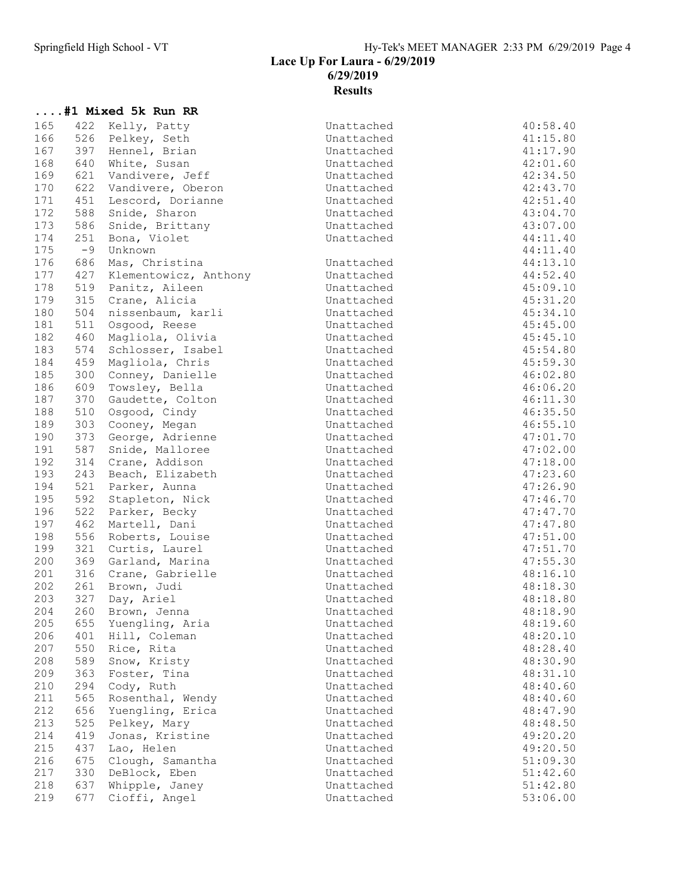Lace Up For Laura - 6/29/2019
6/29/2019
**Results**

**....#1 Mixed 5k Run RR**

| Place | No. | Name | Team | Time |
|---|---|---|---|---|
| 165 | 422 | Kelly, Patty | Unattached | 40:58.40 |
| 166 | 526 | Pelkey, Seth | Unattached | 41:15.80 |
| 167 | 397 | Hennel, Brian | Unattached | 41:17.90 |
| 168 | 640 | White, Susan | Unattached | 42:01.60 |
| 169 | 621 | Vandivere, Jeff | Unattached | 42:34.50 |
| 170 | 622 | Vandivere, Oberon | Unattached | 42:43.70 |
| 171 | 451 | Lescord, Dorianne | Unattached | 42:51.40 |
| 172 | 588 | Snide, Sharon | Unattached | 43:04.70 |
| 173 | 586 | Snide, Brittany | Unattached | 43:07.00 |
| 174 | 251 | Bona, Violet | Unattached | 44:11.40 |
| 175 | -9 | Unknown | | 44:11.40 |
| 176 | 686 | Mas, Christina | Unattached | 44:13.10 |
| 177 | 427 | Klementowicz, Anthony | Unattached | 44:52.40 |
| 178 | 519 | Panitz, Aileen | Unattached | 45:09.10 |
| 179 | 315 | Crane, Alicia | Unattached | 45:31.20 |
| 180 | 504 | nissenbaum, karli | Unattached | 45:34.10 |
| 181 | 511 | Osgood, Reese | Unattached | 45:45.00 |
| 182 | 460 | Magliola, Olivia | Unattached | 45:45.10 |
| 183 | 574 | Schlosser, Isabel | Unattached | 45:54.80 |
| 184 | 459 | Magliola, Chris | Unattached | 45:59.30 |
| 185 | 300 | Conney, Danielle | Unattached | 46:02.80 |
| 186 | 609 | Towsley, Bella | Unattached | 46:06.20 |
| 187 | 370 | Gaudette, Colton | Unattached | 46:11.30 |
| 188 | 510 | Osgood, Cindy | Unattached | 46:35.50 |
| 189 | 303 | Cooney, Megan | Unattached | 46:55.10 |
| 190 | 373 | George, Adrienne | Unattached | 47:01.70 |
| 191 | 587 | Snide, Malloree | Unattached | 47:02.00 |
| 192 | 314 | Crane, Addison | Unattached | 47:18.00 |
| 193 | 243 | Beach, Elizabeth | Unattached | 47:23.60 |
| 194 | 521 | Parker, Aunna | Unattached | 47:26.90 |
| 195 | 592 | Stapleton, Nick | Unattached | 47:46.70 |
| 196 | 522 | Parker, Becky | Unattached | 47:47.70 |
| 197 | 462 | Martell, Dani | Unattached | 47:47.80 |
| 198 | 556 | Roberts, Louise | Unattached | 47:51.00 |
| 199 | 321 | Curtis, Laurel | Unattached | 47:51.70 |
| 200 | 369 | Garland, Marina | Unattached | 47:55.30 |
| 201 | 316 | Crane, Gabrielle | Unattached | 48:16.10 |
| 202 | 261 | Brown, Judi | Unattached | 48:18.30 |
| 203 | 327 | Day, Ariel | Unattached | 48:18.80 |
| 204 | 260 | Brown, Jenna | Unattached | 48:18.90 |
| 205 | 655 | Yuengling, Aria | Unattached | 48:19.60 |
| 206 | 401 | Hill, Coleman | Unattached | 48:20.10 |
| 207 | 550 | Rice, Rita | Unattached | 48:28.40 |
| 208 | 589 | Snow, Kristy | Unattached | 48:30.90 |
| 209 | 363 | Foster, Tina | Unattached | 48:31.10 |
| 210 | 294 | Cody, Ruth | Unattached | 48:40.60 |
| 211 | 565 | Rosenthal, Wendy | Unattached | 48:40.60 |
| 212 | 656 | Yuengling, Erica | Unattached | 48:47.90 |
| 213 | 525 | Pelkey, Mary | Unattached | 48:48.50 |
| 214 | 419 | Jonas, Kristine | Unattached | 49:20.20 |
| 215 | 437 | Lao, Helen | Unattached | 49:20.50 |
| 216 | 675 | Clough, Samantha | Unattached | 51:09.30 |
| 217 | 330 | DeBlock, Eben | Unattached | 51:42.60 |
| 218 | 637 | Whipple, Janey | Unattached | 51:42.80 |
| 219 | 677 | Cioffi, Angel | Unattached | 53:06.00 |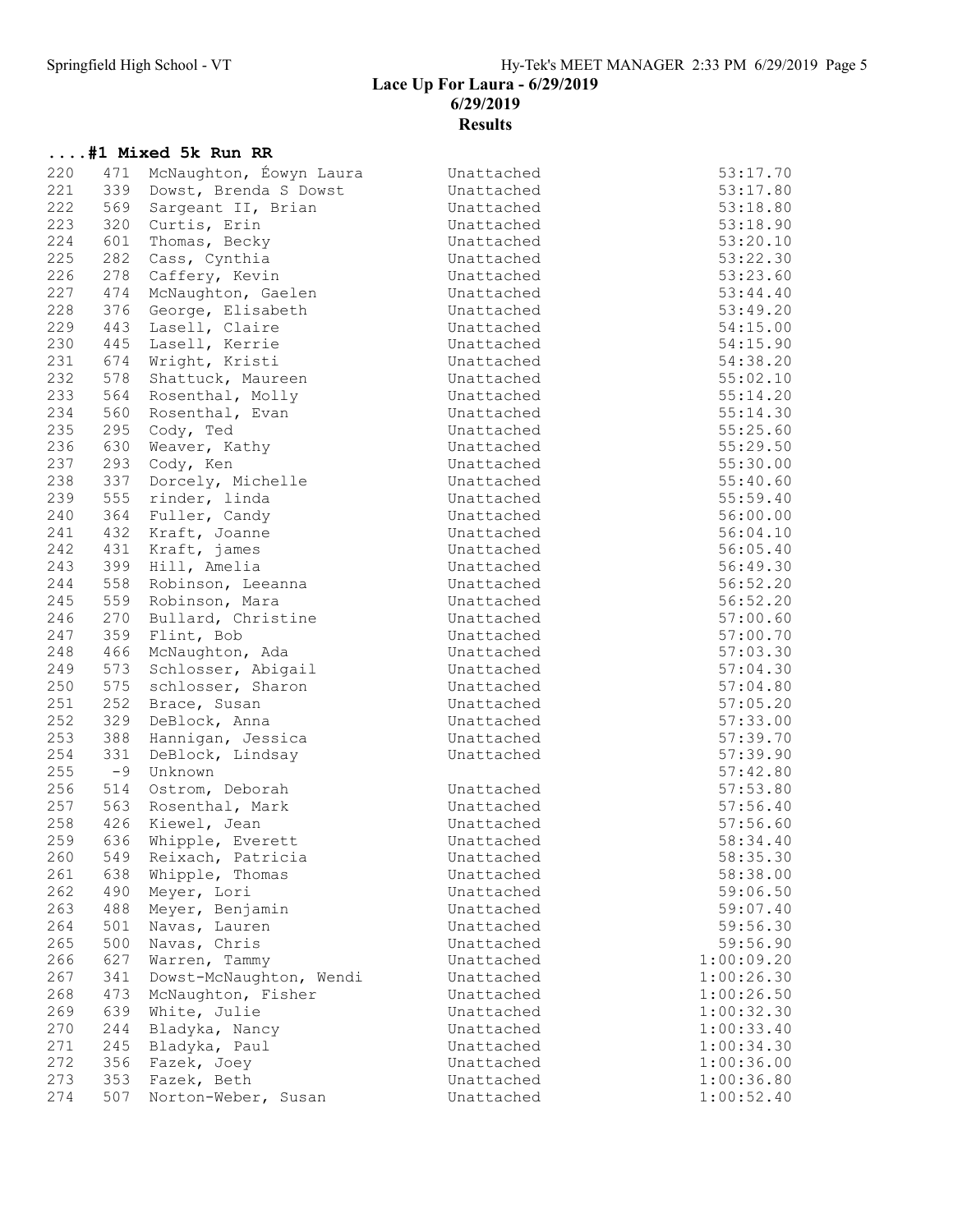## Lace Up For Laura - 6/29/2019

### 6/29/2019

### Results

#### ....#1 Mixed 5k Run RR

| Place | Bib | Name | Team | Time |
|---|---|---|---|---|
| 220 | 471 | McNaughton, Éowyn Laura | Unattached | 53:17.70 |
| 221 | 339 | Dowst, Brenda S Dowst | Unattached | 53:17.80 |
| 222 | 569 | Sargeant II, Brian | Unattached | 53:18.80 |
| 223 | 320 | Curtis, Erin | Unattached | 53:18.90 |
| 224 | 601 | Thomas, Becky | Unattached | 53:20.10 |
| 225 | 282 | Cass, Cynthia | Unattached | 53:22.30 |
| 226 | 278 | Caffery, Kevin | Unattached | 53:23.60 |
| 227 | 474 | McNaughton, Gaelen | Unattached | 53:44.40 |
| 228 | 376 | George, Elisabeth | Unattached | 53:49.20 |
| 229 | 443 | Lasell, Claire | Unattached | 54:15.00 |
| 230 | 445 | Lasell, Kerrie | Unattached | 54:15.90 |
| 231 | 674 | Wright, Kristi | Unattached | 54:38.20 |
| 232 | 578 | Shattuck, Maureen | Unattached | 55:02.10 |
| 233 | 564 | Rosenthal, Molly | Unattached | 55:14.20 |
| 234 | 560 | Rosenthal, Evan | Unattached | 55:14.30 |
| 235 | 295 | Cody, Ted | Unattached | 55:25.60 |
| 236 | 630 | Weaver, Kathy | Unattached | 55:29.50 |
| 237 | 293 | Cody, Ken | Unattached | 55:30.00 |
| 238 | 337 | Dorcely, Michelle | Unattached | 55:40.60 |
| 239 | 555 | rinder, linda | Unattached | 55:59.40 |
| 240 | 364 | Fuller, Candy | Unattached | 56:00.00 |
| 241 | 432 | Kraft, Joanne | Unattached | 56:04.10 |
| 242 | 431 | Kraft, james | Unattached | 56:05.40 |
| 243 | 399 | Hill, Amelia | Unattached | 56:49.30 |
| 244 | 558 | Robinson, Leeanna | Unattached | 56:52.20 |
| 245 | 559 | Robinson, Mara | Unattached | 56:52.20 |
| 246 | 270 | Bullard, Christine | Unattached | 57:00.60 |
| 247 | 359 | Flint, Bob | Unattached | 57:00.70 |
| 248 | 466 | McNaughton, Ada | Unattached | 57:03.30 |
| 249 | 573 | Schlosser, Abigail | Unattached | 57:04.30 |
| 250 | 575 | schlosser, Sharon | Unattached | 57:04.80 |
| 251 | 252 | Brace, Susan | Unattached | 57:05.20 |
| 252 | 329 | DeBlock, Anna | Unattached | 57:33.00 |
| 253 | 388 | Hannigan, Jessica | Unattached | 57:39.70 |
| 254 | 331 | DeBlock, Lindsay | Unattached | 57:39.90 |
| 255 | -9 | Unknown | | 57:42.80 |
| 256 | 514 | Ostrom, Deborah | Unattached | 57:53.80 |
| 257 | 563 | Rosenthal, Mark | Unattached | 57:56.40 |
| 258 | 426 | Kiewel, Jean | Unattached | 57:56.60 |
| 259 | 636 | Whipple, Everett | Unattached | 58:34.40 |
| 260 | 549 | Reixach, Patricia | Unattached | 58:35.30 |
| 261 | 638 | Whipple, Thomas | Unattached | 58:38.00 |
| 262 | 490 | Meyer, Lori | Unattached | 59:06.50 |
| 263 | 488 | Meyer, Benjamin | Unattached | 59:07.40 |
| 264 | 501 | Navas, Lauren | Unattached | 59:56.30 |
| 265 | 500 | Navas, Chris | Unattached | 59:56.90 |
| 266 | 627 | Warren, Tammy | Unattached | 1:00:09.20 |
| 267 | 341 | Dowst-McNaughton, Wendi | Unattached | 1:00:26.30 |
| 268 | 473 | McNaughton, Fisher | Unattached | 1:00:26.50 |
| 269 | 639 | White, Julie | Unattached | 1:00:32.30 |
| 270 | 244 | Bladyka, Nancy | Unattached | 1:00:33.40 |
| 271 | 245 | Bladyka, Paul | Unattached | 1:00:34.30 |
| 272 | 356 | Fazek, Joey | Unattached | 1:00:36.00 |
| 273 | 353 | Fazek, Beth | Unattached | 1:00:36.80 |
| 274 | 507 | Norton-Weber, Susan | Unattached | 1:00:52.40 |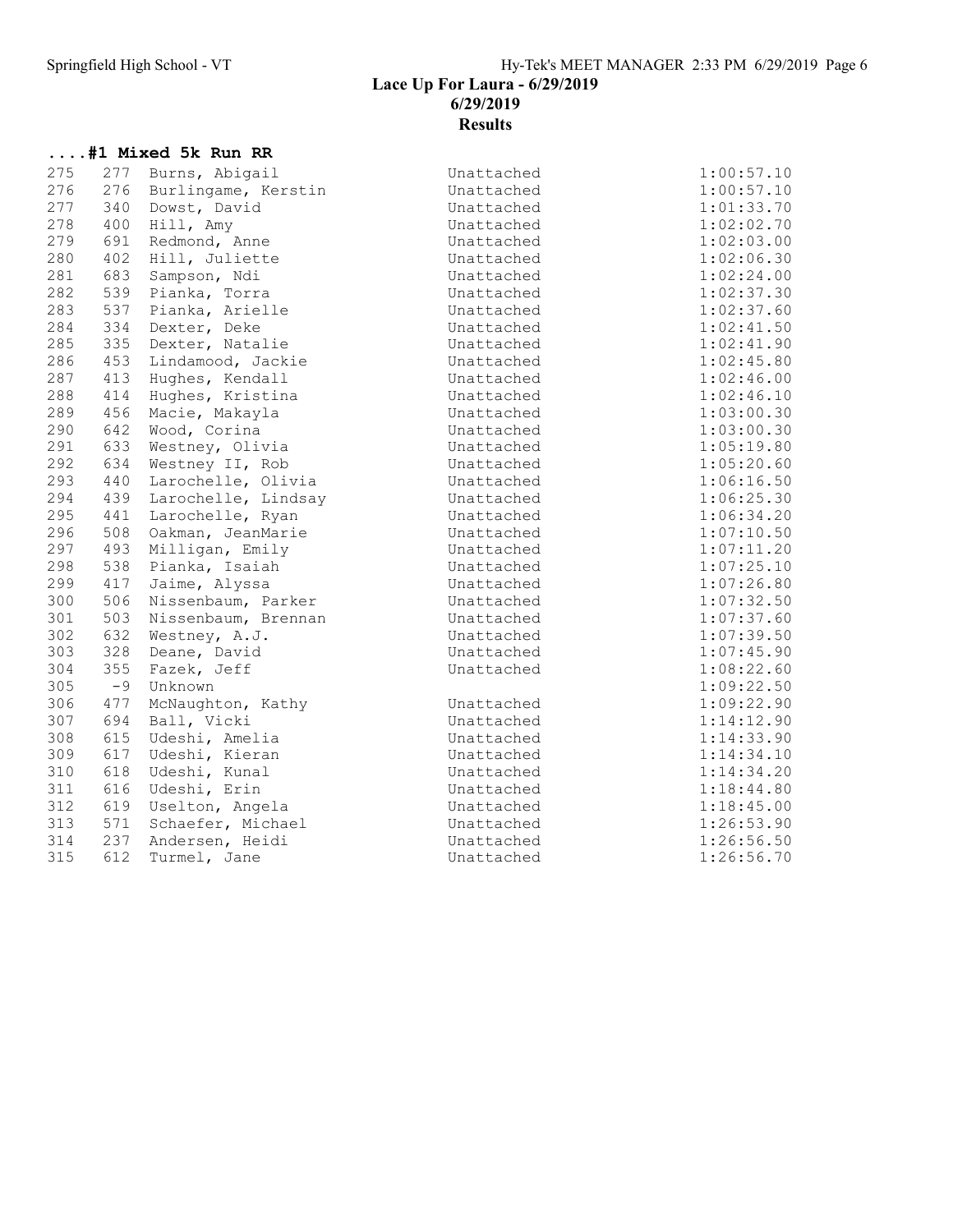#### ....#1 Mixed 5k Run RR

| | | | | |
|---|---|---|---|---|
| 275 | 277 | Burns, Abigail | Unattached | 1:00:57.10 |
| 276 | 276 | Burlingame, Kerstin | Unattached | 1:00:57.10 |
| 277 | 340 | Dowst, David | Unattached | 1:01:33.70 |
| 278 | 400 | Hill, Amy | Unattached | 1:02:02.70 |
| 279 | 691 | Redmond, Anne | Unattached | 1:02:03.00 |
| 280 | 402 | Hill, Juliette | Unattached | 1:02:06.30 |
| 281 | 683 | Sampson, Ndi | Unattached | 1:02:24.00 |
| 282 | 539 | Pianka, Torra | Unattached | 1:02:37.30 |
| 283 | 537 | Pianka, Arielle | Unattached | 1:02:37.60 |
| 284 | 334 | Dexter, Deke | Unattached | 1:02:41.50 |
| 285 | 335 | Dexter, Natalie | Unattached | 1:02:41.90 |
| 286 | 453 | Lindamood, Jackie | Unattached | 1:02:45.80 |
| 287 | 413 | Hughes, Kendall | Unattached | 1:02:46.00 |
| 288 | 414 | Hughes, Kristina | Unattached | 1:02:46.10 |
| 289 | 456 | Macie, Makayla | Unattached | 1:03:00.30 |
| 290 | 642 | Wood, Corina | Unattached | 1:03:00.30 |
| 291 | 633 | Westney, Olivia | Unattached | 1:05:19.80 |
| 292 | 634 | Westney II, Rob | Unattached | 1:05:20.60 |
| 293 | 440 | Larochelle, Olivia | Unattached | 1:06:16.50 |
| 294 | 439 | Larochelle, Lindsay | Unattached | 1:06:25.30 |
| 295 | 441 | Larochelle, Ryan | Unattached | 1:06:34.20 |
| 296 | 508 | Oakman, JeanMarie | Unattached | 1:07:10.50 |
| 297 | 493 | Milligan, Emily | Unattached | 1:07:11.20 |
| 298 | 538 | Pianka, Isaiah | Unattached | 1:07:25.10 |
| 299 | 417 | Jaime, Alyssa | Unattached | 1:07:26.80 |
| 300 | 506 | Nissenbaum, Parker | Unattached | 1:07:32.50 |
| 301 | 503 | Nissenbaum, Brennan | Unattached | 1:07:37.60 |
| 302 | 632 | Westney, A.J. | Unattached | 1:07:39.50 |
| 303 | 328 | Deane, David | Unattached | 1:07:45.90 |
| 304 | 355 | Fazek, Jeff | Unattached | 1:08:22.60 |
| 305 | -9 | Unknown | | 1:09:22.50 |
| 306 | 477 | McNaughton, Kathy | Unattached | 1:09:22.90 |
| 307 | 694 | Ball, Vicki | Unattached | 1:14:12.90 |
| 308 | 615 | Udeshi, Amelia | Unattached | 1:14:33.90 |
| 309 | 617 | Udeshi, Kieran | Unattached | 1:14:34.10 |
| 310 | 618 | Udeshi, Kunal | Unattached | 1:14:34.20 |
| 311 | 616 | Udeshi, Erin | Unattached | 1:18:44.80 |
| 312 | 619 | Uselton, Angela | Unattached | 1:18:45.00 |
| 313 | 571 | Schaefer, Michael | Unattached | 1:26:53.90 |
| 314 | 237 | Andersen, Heidi | Unattached | 1:26:56.50 |
| 315 | 612 | Turmel, Jane | Unattached | 1:26:56.70 |